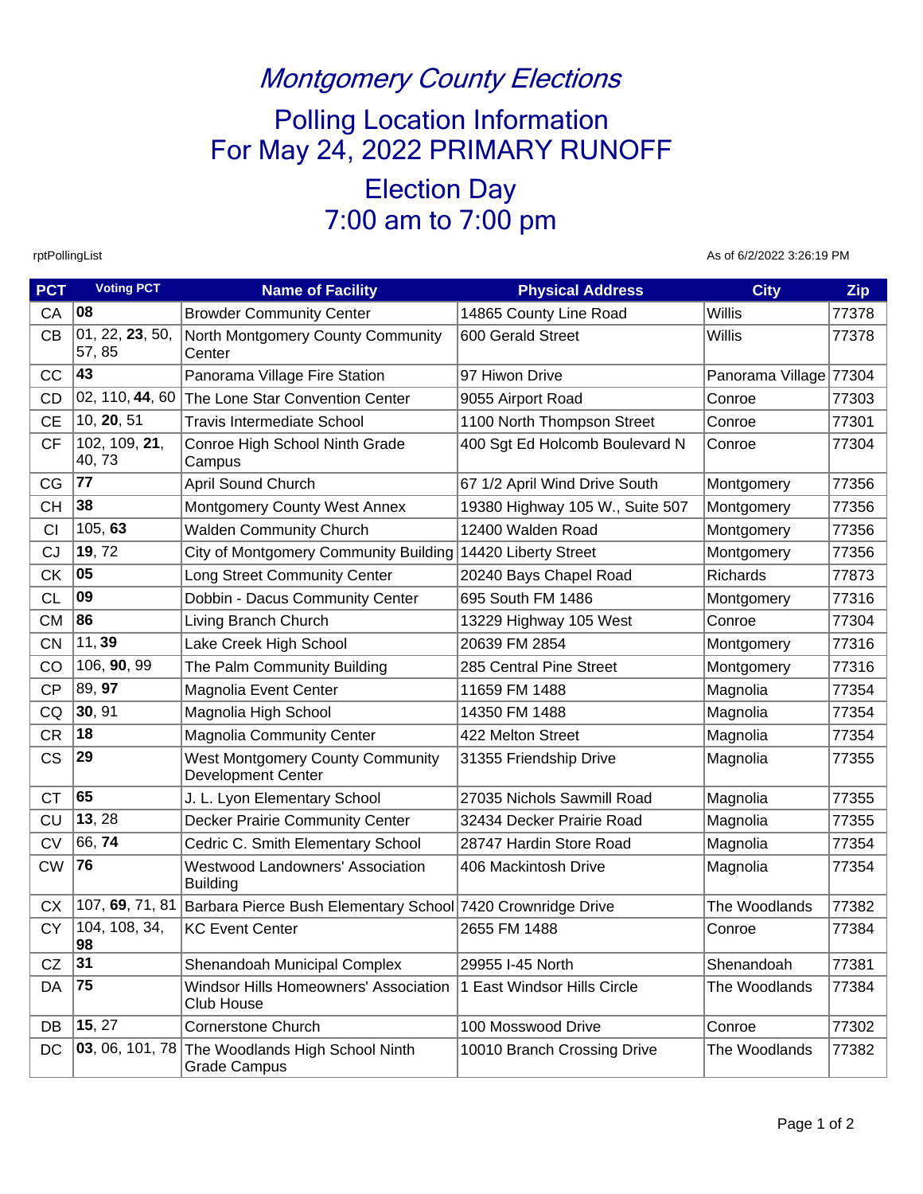# *Montgomery County Elections*

## Polling Location Information For May 24, 2022 PRIMARY RUNOFF

## Election Day 7:00 am to 7:00 pm

rptPollingList

As of 6/2/2022 3:26:19 PM

| PCT | Voting PCT | Name of Facility | Physical Address | City | Zip |
|---|---|---|---|---|---|
| CA | **08** | Browder Community Center | 14865 County Line Road | Willis | 77378 |
| CB | 01, 22, **23**, 50, 57, 85 | North Montgomery County Community Center | 600 Gerald Street | Willis | 77378 |
| CC | **43** | Panorama Village Fire Station | 97 Hiwon Drive | Panorama Village | 77304 |
| CD | 02, 110, **44**, 60 | The Lone Star Convention Center | 9055 Airport Road | Conroe | 77303 |
| CE | 10, **20**, 51 | Travis Intermediate School | 1100 North Thompson Street | Conroe | 77301 |
| CF | 102, 109, **21**, 40, 73 | Conroe High School Ninth Grade Campus | 400 Sgt Ed Holcomb Boulevard N | Conroe | 77304 |
| CG | **77** | April Sound Church | 67 1/2 April Wind Drive South | Montgomery | 77356 |
| CH | **38** | Montgomery County West Annex | 19380 Highway 105 W., Suite 507 | Montgomery | 77356 |
| CI | 105, **63** | Walden Community Church | 12400 Walden Road | Montgomery | 77356 |
| CJ | **19**, 72 | City of Montgomery Community Building | 14420 Liberty Street | Montgomery | 77356 |
| CK | **05** | Long Street Community Center | 20240 Bays Chapel Road | Richards | 77873 |
| CL | **09** | Dobbin - Dacus Community Center | 695 South FM 1486 | Montgomery | 77316 |
| CM | **86** | Living Branch Church | 13229 Highway 105 West | Conroe | 77304 |
| CN | 11, **39** | Lake Creek High School | 20639 FM 2854 | Montgomery | 77316 |
| CO | 106, **90**, 99 | The Palm Community Building | 285 Central Pine Street | Montgomery | 77316 |
| CP | 89, **97** | Magnolia Event Center | 11659 FM 1488 | Magnolia | 77354 |
| CQ | **30**, 91 | Magnolia High School | 14350 FM 1488 | Magnolia | 77354 |
| CR | **18** | Magnolia Community Center | 422 Melton Street | Magnolia | 77354 |
| CS | **29** | West Montgomery County Community Development Center | 31355 Friendship Drive | Magnolia | 77355 |
| CT | **65** | J. L. Lyon Elementary School | 27035 Nichols Sawmill Road | Magnolia | 77355 |
| CU | **13**, 28 | Decker Prairie Community Center | 32434 Decker Prairie Road | Magnolia | 77355 |
| CV | 66, **74** | Cedric C. Smith Elementary School | 28747 Hardin Store Road | Magnolia | 77354 |
| CW | **76** | Westwood Landowners' Association Building | 406 Mackintosh Drive | Magnolia | 77354 |
| CX | 107, **69**, 71, 81 | Barbara Pierce Bush Elementary School | 7420 Crownridge Drive | The Woodlands | 77382 |
| CY | 104, 108, 34, **98** | KC Event Center | 2655 FM 1488 | Conroe | 77384 |
| CZ | **31** | Shenandoah Municipal Complex | 29955 I-45 North | Shenandoah | 77381 |
| DA | **75** | Windsor Hills Homeowners' Association Club House | 1 East Windsor Hills Circle | The Woodlands | 77384 |
| DB | **15**, 27 | Cornerstone Church | 100 Mosswood Drive | Conroe | 77302 |
| DC | **03**, 06, 101, 78 | The Woodlands High School Ninth Grade Campus | 10010 Branch Crossing Drive | The Woodlands | 77382 |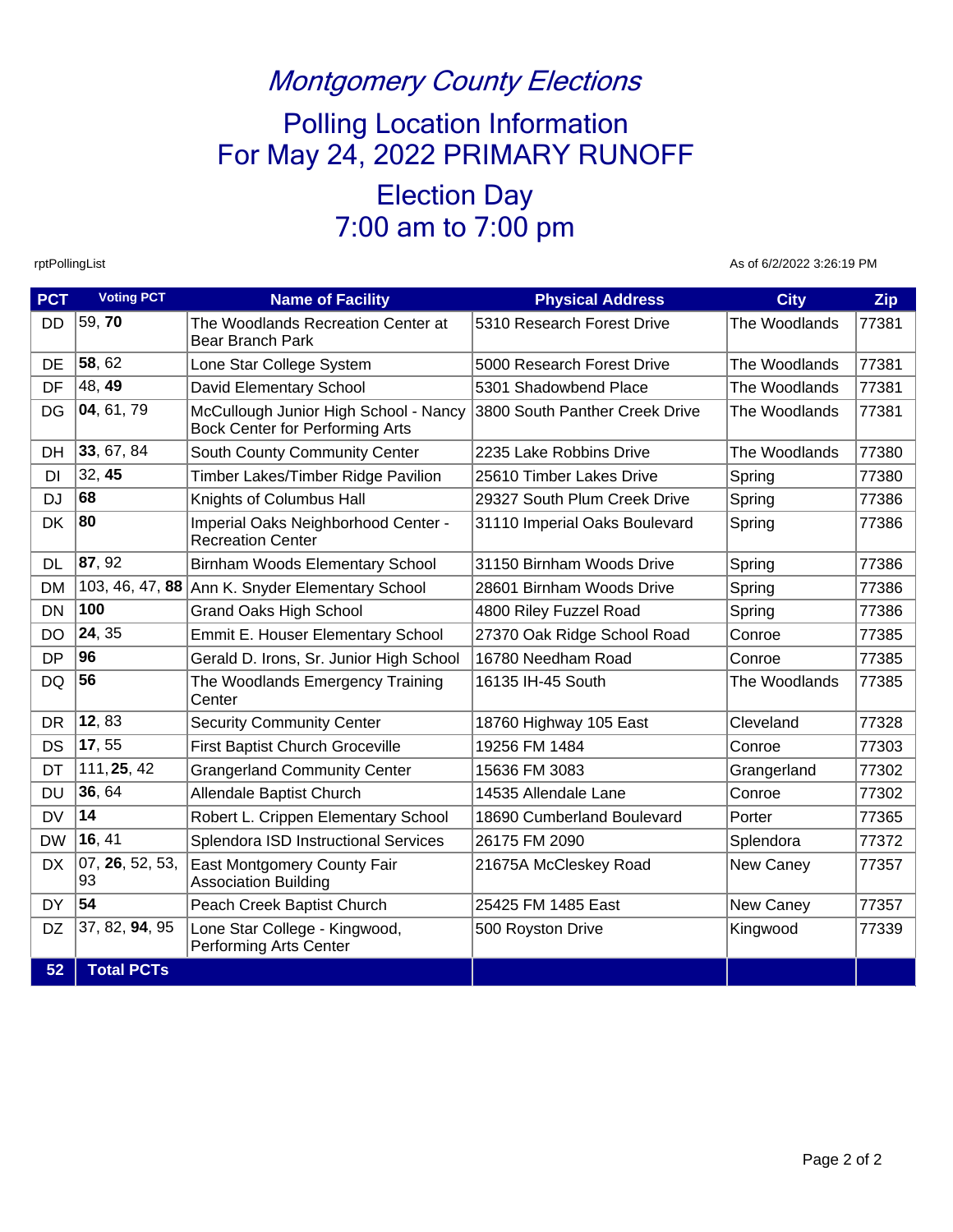# *Montgomery County Elections*

## Polling Location Information
## For May 24, 2022 PRIMARY RUNOFF

## Election Day
## 7:00 am to 7:00 pm

rptPollingList

As of 6/2/2022 3:26:19 PM

| PCT | Voting PCT | Name of Facility | Physical Address | City | Zip |
|---|---|---|---|---|---|
| DD | 59, **70** | The Woodlands Recreation Center at Bear Branch Park | 5310 Research Forest Drive | The Woodlands | 77381 |
| DE | **58**, 62 | Lone Star College System | 5000 Research Forest Drive | The Woodlands | 77381 |
| DF | 48, **49** | David Elementary School | 5301 Shadowbend Place | The Woodlands | 77381 |
| DG | **04**, 61, 79 | McCullough Junior High School - Nancy Bock Center for Performing Arts | 3800 South Panther Creek Drive | The Woodlands | 77381 |
| DH | **33**, 67, 84 | South County Community Center | 2235 Lake Robbins Drive | The Woodlands | 77380 |
| DI | 32, **45** | Timber Lakes/Timber Ridge Pavilion | 25610 Timber Lakes Drive | Spring | 77380 |
| DJ | **68** | Knights of Columbus Hall | 29327 South Plum Creek Drive | Spring | 77386 |
| DK | **80** | Imperial Oaks Neighborhood Center - Recreation Center | 31110 Imperial Oaks Boulevard | Spring | 77386 |
| DL | **87**, 92 | Birnham Woods Elementary School | 31150 Birnham Woods Drive | Spring | 77386 |
| DM | 103, 46, 47, **88** | Ann K. Snyder Elementary School | 28601 Birnham Woods Drive | Spring | 77386 |
| DN | **100** | Grand Oaks High School | 4800 Riley Fuzzel Road | Spring | 77386 |
| DO | **24**, 35 | Emmit E. Houser Elementary School | 27370 Oak Ridge School Road | Conroe | 77385 |
| DP | **96** | Gerald D. Irons, Sr. Junior High School | 16780 Needham Road | Conroe | 77385 |
| DQ | **56** | The Woodlands Emergency Training Center | 16135 IH-45 South | The Woodlands | 77385 |
| DR | **12**, 83 | Security Community Center | 18760 Highway 105 East | Cleveland | 77328 |
| DS | **17**, 55 | First Baptist Church Groceville | 19256 FM 1484 | Conroe | 77303 |
| DT | 111, **25**, 42 | Grangerland Community Center | 15636 FM 3083 | Grangerland | 77302 |
| DU | **36**, 64 | Allendale Baptist Church | 14535 Allendale Lane | Conroe | 77302 |
| DV | **14** | Robert L. Crippen Elementary School | 18690 Cumberland Boulevard | Porter | 77365 |
| DW | **16**, 41 | Splendora ISD Instructional Services | 26175 FM 2090 | Splendora | 77372 |
| DX | 07, **26**, 52, 53, 93 | East Montgomery County Fair Association Building | 21675A McCleskey Road | New Caney | 77357 |
| DY | **54** | Peach Creek Baptist Church | 25425 FM 1485 East | New Caney | 77357 |
| DZ | 37, 82, **94**, 95 | Lone Star College - Kingwood, Performing Arts Center | 500 Royston Drive | Kingwood | 77339 |
| **52** | **Total PCTs** | | | | |